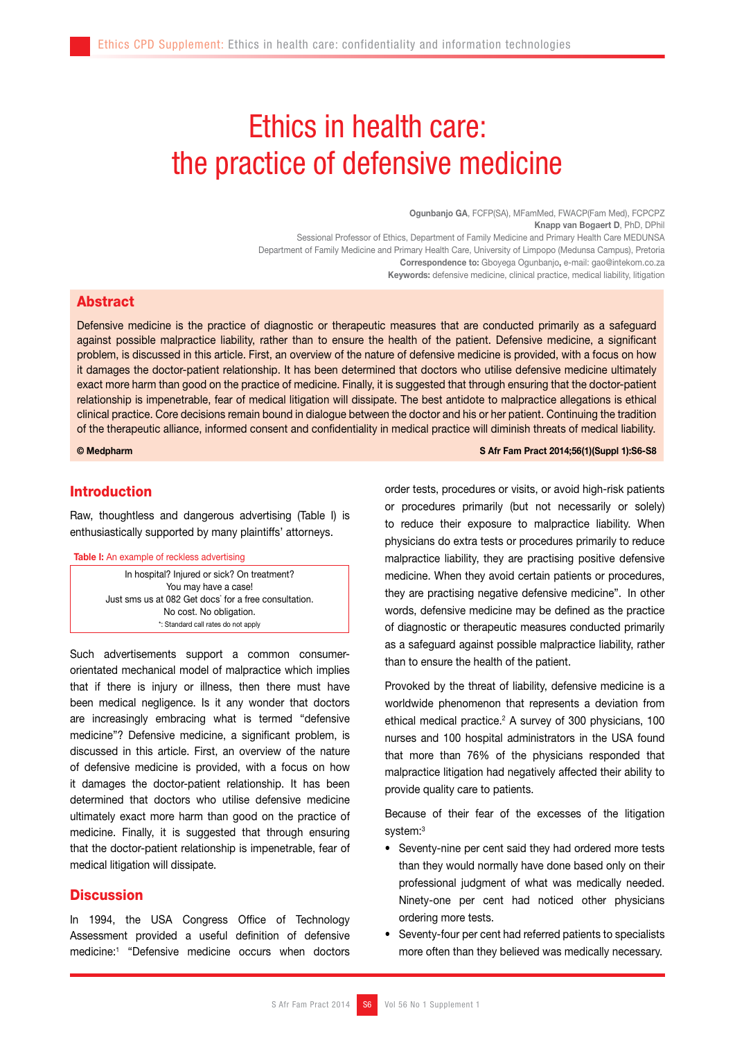# Ethics in health care: the practice of defensive medicine

**Ogunbanjo GA**, FCFP(SA), MFamMed, FWACP(Fam Med), FCPCPZ
**Knapp van Bogaert D**, PhD, DPhil
Sessional Professor of Ethics, Department of Family Medicine and Primary Health Care MEDUNSA
Department of Family Medicine and Primary Health Care, University of Limpopo (Medunsa Campus), Pretoria
**Correspondence to:** Gboyega Ogunbanjo**,** e-mail: gao@intekom.co.za
**Keywords:** defensive medicine, clinical practice, medical liability, litigation

## Abstract

Defensive medicine is the practice of diagnostic or therapeutic measures that are conducted primarily as a safeguard against possible malpractice liability, rather than to ensure the health of the patient. Defensive medicine, a significant problem, is discussed in this article. First, an overview of the nature of defensive medicine is provided, with a focus on how it damages the doctor-patient relationship. It has been determined that doctors who utilise defensive medicine ultimately exact more harm than good on the practice of medicine. Finally, it is suggested that through ensuring that the doctor-patient relationship is impenetrable, fear of medical litigation will dissipate. The best antidote to malpractice allegations is ethical clinical practice. Core decisions remain bound in dialogue between the doctor and his or her patient. Continuing the tradition of the therapeutic alliance, informed consent and confidentiality in medical practice will diminish threats of medical liability.

**© Medpharm** **S Afr Fam Pract 2014;56(1)(Suppl 1):S6-S8**

## Introduction

Raw, thoughtless and dangerous advertising (Table I) is enthusiastically supported by many plaintiffs' attorneys.

**Table I:** An example of reckless advertising

| In hospital? Injured or sick? On treatment?<br>You may have a case!<br>Just sms us at 082 Get docs* for a free consultation.<br>No cost. No obligation.<br>*: Standard call rates do not apply |
|---|

Such advertisements support a common consumer-orientated mechanical model of malpractice which implies that if there is injury or illness, then there must have been medical negligence. Is it any wonder that doctors are increasingly embracing what is termed "defensive medicine"? Defensive medicine, a significant problem, is discussed in this article. First, an overview of the nature of defensive medicine is provided, with a focus on how it damages the doctor-patient relationship. It has been determined that doctors who utilise defensive medicine ultimately exact more harm than good on the practice of medicine. Finally, it is suggested that through ensuring that the doctor-patient relationship is impenetrable, fear of medical litigation will dissipate.

## Discussion

In 1994, the USA Congress Office of Technology Assessment provided a useful definition of defensive medicine:[1] "Defensive medicine occurs when doctors order tests, procedures or visits, or avoid high-risk patients or procedures primarily (but not necessarily or solely) to reduce their exposure to malpractice liability. When physicians do extra tests or procedures primarily to reduce malpractice liability, they are practising positive defensive medicine. When they avoid certain patients or procedures, they are practising negative defensive medicine". In other words, defensive medicine may be defined as the practice of diagnostic or therapeutic measures conducted primarily as a safeguard against possible malpractice liability, rather than to ensure the health of the patient.

Provoked by the threat of liability, defensive medicine is a worldwide phenomenon that represents a deviation from ethical medical practice.[2] A survey of 300 physicians, 100 nurses and 100 hospital administrators in the USA found that more than 76% of the physicians responded that malpractice litigation had negatively affected their ability to provide quality care to patients.

Because of their fear of the excesses of the litigation system:[3]

- Seventy-nine per cent said they had ordered more tests than they would normally have done based only on their professional judgment of what was medically needed. Ninety-one per cent had noticed other physicians ordering more tests.
- Seventy-four per cent had referred patients to specialists more often than they believed was medically necessary.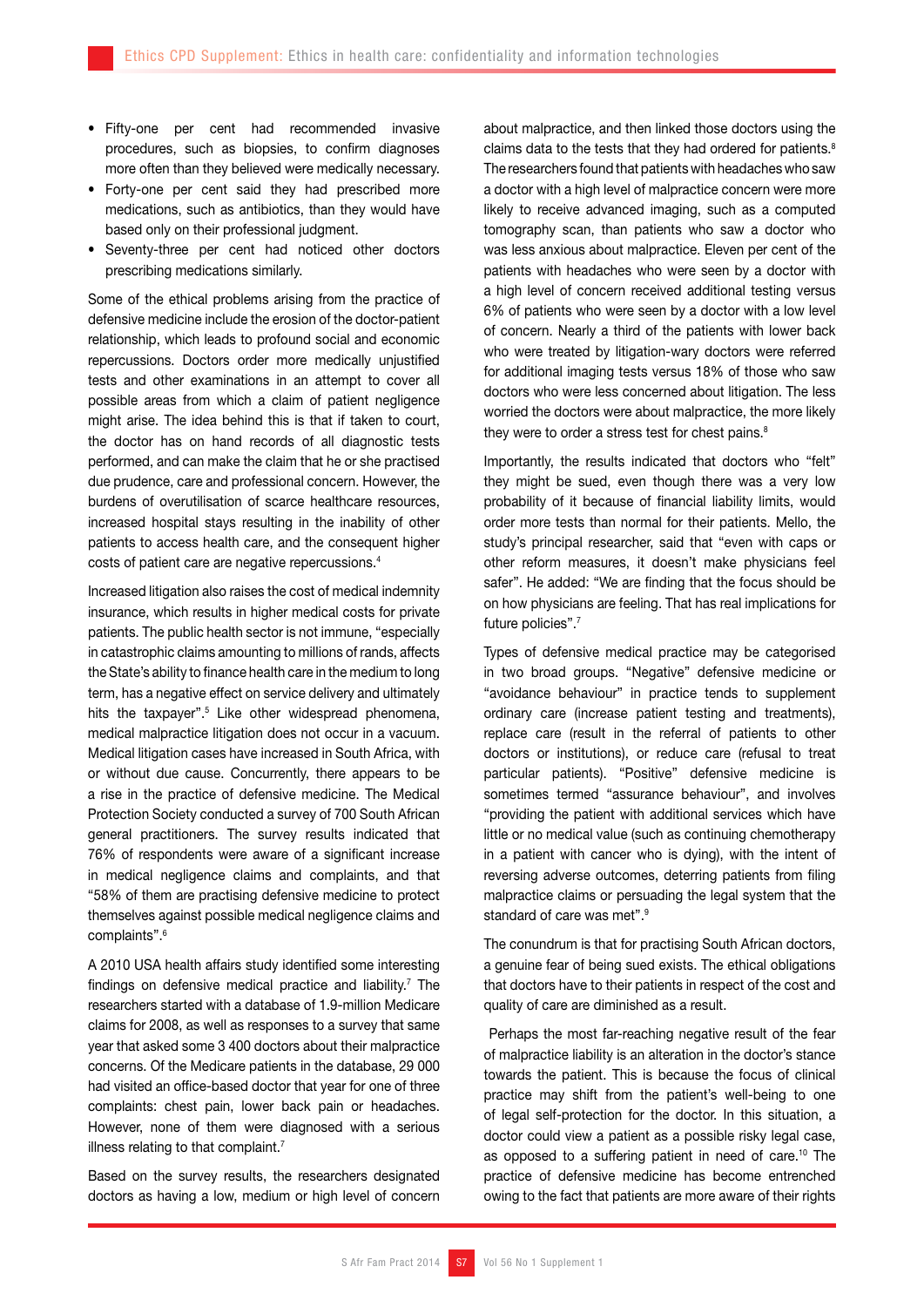- Fifty-one per cent had recommended invasive procedures, such as biopsies, to confirm diagnoses more often than they believed were medically necessary.
- Forty-one per cent said they had prescribed more medications, such as antibiotics, than they would have based only on their professional judgment.
- Seventy-three per cent had noticed other doctors prescribing medications similarly.

Some of the ethical problems arising from the practice of defensive medicine include the erosion of the doctor-patient relationship, which leads to profound social and economic repercussions. Doctors order more medically unjustified tests and other examinations in an attempt to cover all possible areas from which a claim of patient negligence might arise. The idea behind this is that if taken to court, the doctor has on hand records of all diagnostic tests performed, and can make the claim that he or she practised due prudence, care and professional concern. However, the burdens of overutilisation of scarce healthcare resources, increased hospital stays resulting in the inability of other patients to access health care, and the consequent higher costs of patient care are negative repercussions.[4]

Increased litigation also raises the cost of medical indemnity insurance, which results in higher medical costs for private patients. The public health sector is not immune, "especially in catastrophic claims amounting to millions of rands, affects the State's ability to finance health care in the medium to long term, has a negative effect on service delivery and ultimately hits the taxpayer".[5] Like other widespread phenomena, medical malpractice litigation does not occur in a vacuum. Medical litigation cases have increased in South Africa, with or without due cause. Concurrently, there appears to be a rise in the practice of defensive medicine. The Medical Protection Society conducted a survey of 700 South African general practitioners. The survey results indicated that 76% of respondents were aware of a significant increase in medical negligence claims and complaints, and that "58% of them are practising defensive medicine to protect themselves against possible medical negligence claims and complaints".[6]

A 2010 USA health affairs study identified some interesting findings on defensive medical practice and liability.[7] The researchers started with a database of 1.9-million Medicare claims for 2008, as well as responses to a survey that same year that asked some 3 400 doctors about their malpractice concerns. Of the Medicare patients in the database, 29 000 had visited an office-based doctor that year for one of three complaints: chest pain, lower back pain or headaches. However, none of them were diagnosed with a serious illness relating to that complaint.[7]

Based on the survey results, the researchers designated doctors as having a low, medium or high level of concern about malpractice, and then linked those doctors using the claims data to the tests that they had ordered for patients.[8] The researchers found that patients with headaches who saw a doctor with a high level of malpractice concern were more likely to receive advanced imaging, such as a computed tomography scan, than patients who saw a doctor who was less anxious about malpractice. Eleven per cent of the patients with headaches who were seen by a doctor with a high level of concern received additional testing versus 6% of patients who were seen by a doctor with a low level of concern. Nearly a third of the patients with lower back who were treated by litigation-wary doctors were referred for additional imaging tests versus 18% of those who saw doctors who were less concerned about litigation. The less worried the doctors were about malpractice, the more likely they were to order a stress test for chest pains.[8]

Importantly, the results indicated that doctors who "felt" they might be sued, even though there was a very low probability of it because of financial liability limits, would order more tests than normal for their patients. Mello, the study's principal researcher, said that "even with caps or other reform measures, it doesn't make physicians feel safer". He added: "We are finding that the focus should be on how physicians are feeling. That has real implications for future policies".[7]

Types of defensive medical practice may be categorised in two broad groups. "Negative" defensive medicine or "avoidance behaviour" in practice tends to supplement ordinary care (increase patient testing and treatments), replace care (result in the referral of patients to other doctors or institutions), or reduce care (refusal to treat particular patients). "Positive" defensive medicine is sometimes termed "assurance behaviour", and involves "providing the patient with additional services which have little or no medical value (such as continuing chemotherapy in a patient with cancer who is dying), with the intent of reversing adverse outcomes, deterring patients from filing malpractice claims or persuading the legal system that the standard of care was met".[9]

The conundrum is that for practising South African doctors, a genuine fear of being sued exists. The ethical obligations that doctors have to their patients in respect of the cost and quality of care are diminished as a result.

Perhaps the most far-reaching negative result of the fear of malpractice liability is an alteration in the doctor's stance towards the patient. This is because the focus of clinical practice may shift from the patient's well-being to one of legal self-protection for the doctor. In this situation, a doctor could view a patient as a possible risky legal case, as opposed to a suffering patient in need of care.[10] The practice of defensive medicine has become entrenched owing to the fact that patients are more aware of their rights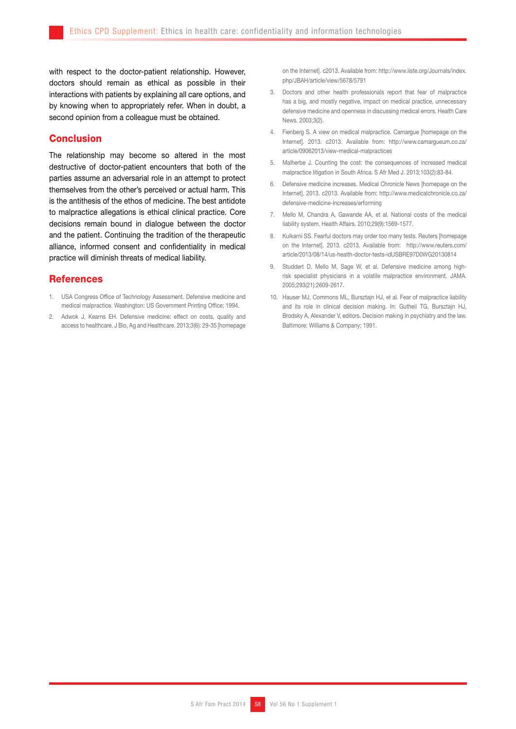with respect to the doctor-patient relationship. However, doctors should remain as ethical as possible in their interactions with patients by explaining all care options, and by knowing when to appropriately refer. When in doubt, a second opinion from a colleague must be obtained.

## Conclusion

The relationship may become so altered in the most destructive of doctor-patient encounters that both of the parties assume an adversarial role in an attempt to protect themselves from the other's perceived or actual harm. This is the antithesis of the ethos of medicine. The best antidote to malpractice allegations is ethical clinical practice. Core decisions remain bound in dialogue between the doctor and the patient. Continuing the tradition of the therapeutic alliance, informed consent and confidentiality in medical practice will diminish threats of medical liability.

## References

1. USA Congress Office of Technology Assessment. Defensive medicine and medical malpractice. Washington: US Government Printing Office; 1994.
2. Adwok J, Kearns EH. Defensive medicine: effect on costs, quality and access to healthcare. J Bio, Ag and Healthcare. 2013;3(6): 29-35 [homepage on the Internet]. c2013. Available from: http://www.iiste.org/Journals/index.php/JBAH/article/view/5678/5791
3. Doctors and other health professionals report that fear of malpractice has a big, and mostly negative, impact on medical practice, unnecessary defensive medicine and openness in discussing medical errors. Health Care News. 2003;3(2).
4. Fienberg S. A view on medical malpractice. Camargue [homepage on the Internet]. 2013. c2013. Available from: http://www.camargueum.co.za/article/09062013/view-medical-malpractices
5. Malherbe J. Counting the cost: the consequences of increased medical malpractice litigation in South Africa. S Afr Med J. 2013;103(2):83-84.
6. Defensive medicine increases. Medical Chronicle News [homepage on the Internet]. 2013. c2013. Available from: http://www.medicalchronicle.co.za/defensive-medicine-increases/erforming
7. Mello M, Chandra A, Gawande AA, et al. National costs of the medical liability system. Health Affairs. 2010;29(9):1569-1577.
8. Kulkarni SS. Fearful doctors may order too many tests. Reuters [homepage on the Internet]. 2013. c2013. Available from: http://www.reuters.com/article/2013/08/14/us-health-doctor-tests-idUSBRE97D0WG20130814
9. Studdert D, Mello M, Sage W, et al. Defensive medicine among high-risk specialist physicians in a volatile malpractice environment. JAMA. 2005;293(21):2609-2617.
10. Hauser MJ, Commons ML, Bursztajn HJ, et al. Fear of malpractice liability and its role in clinical decision making. In: Gutheil TG, Bursztajn HJ, Brodsky A, Alexander V, editors. Decision making in psychiatry and the law. Baltimore: Williams & Company; 1991.